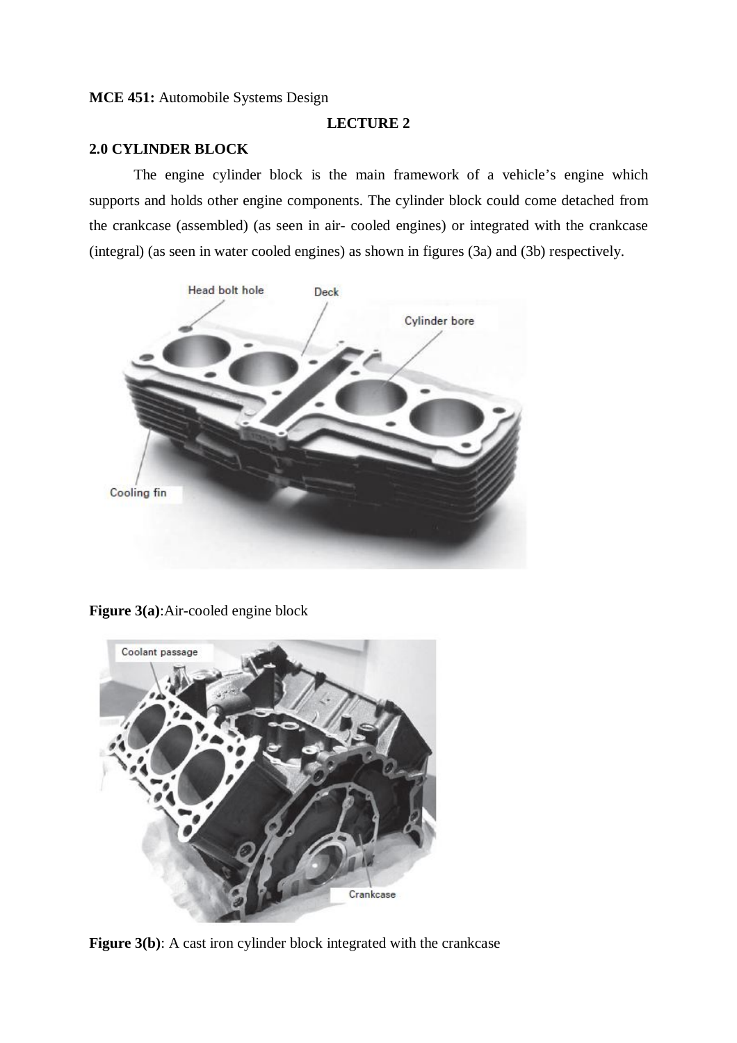**MCE 451:** Automobile Systems Design

**LECTURE 2**

## 2.0 CYLINDER BLOCK

The engine cylinder block is the main framework of a vehicle's engine which supports and holds other engine components. The cylinder block could come detached from the crankcase (assembled) (as seen in air- cooled engines) or integrated with the crankcase (integral) (as seen in water cooled engines) as shown in figures (3a) and (3b) respectively.

**Figure 3(a)**:Air-cooled engine block

**Figure 3(b)**: A cast iron cylinder block integrated with the crankcase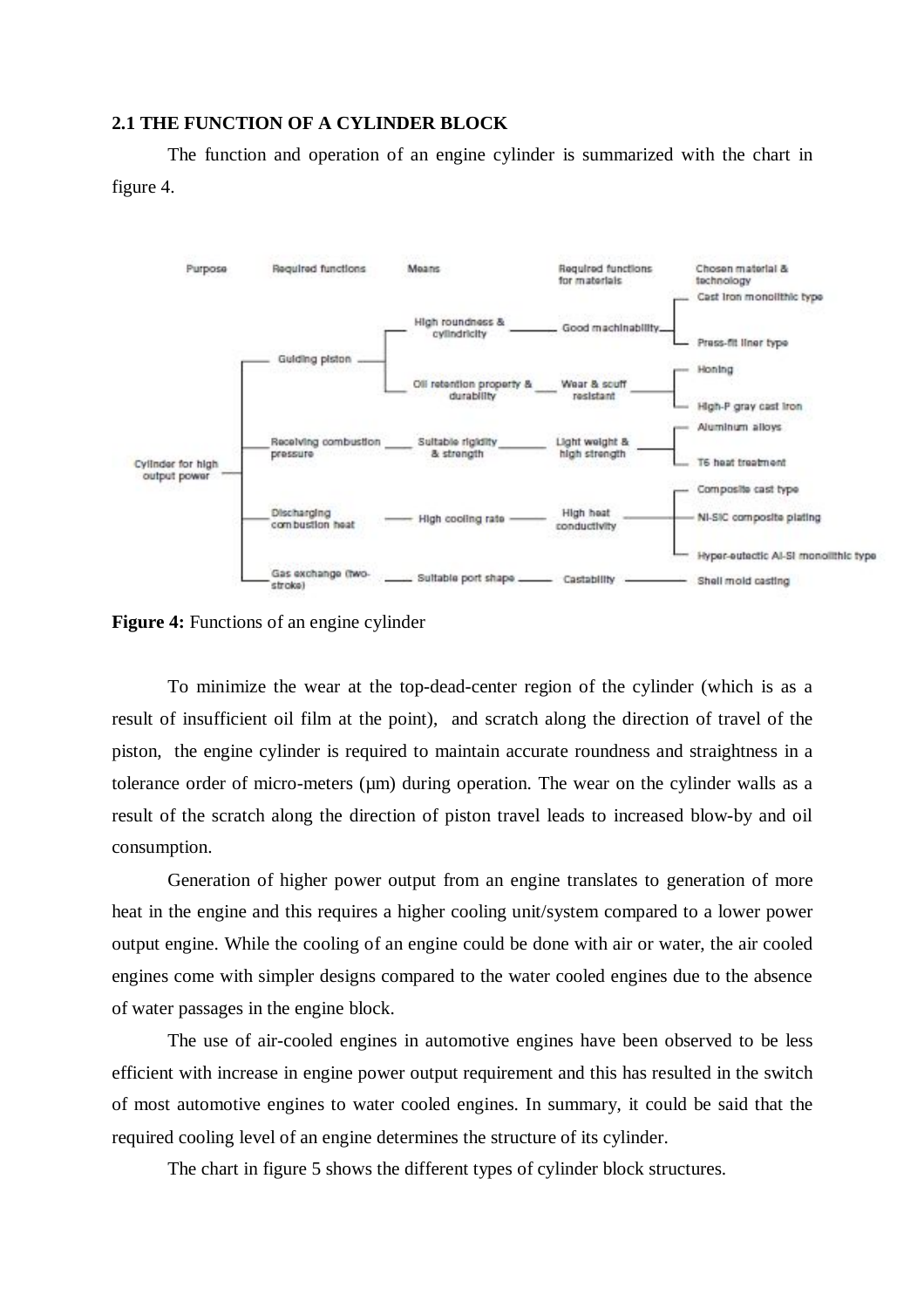## 2.1 THE FUNCTION OF A CYLINDER BLOCK

The function and operation of an engine cylinder is summarized with the chart in figure 4.

**Figure 4:** Functions of an engine cylinder

To minimize the wear at the top-dead-center region of the cylinder (which is as a result of insufficient oil film at the point), and scratch along the direction of travel of the piston, the engine cylinder is required to maintain accurate roundness and straightness in a tolerance order of micro-meters (µm) during operation. The wear on the cylinder walls as a result of the scratch along the direction of piston travel leads to increased blow-by and oil consumption.

Generation of higher power output from an engine translates to generation of more heat in the engine and this requires a higher cooling unit/system compared to a lower power output engine. While the cooling of an engine could be done with air or water, the air cooled engines come with simpler designs compared to the water cooled engines due to the absence of water passages in the engine block.

The use of air-cooled engines in automotive engines have been observed to be less efficient with increase in engine power output requirement and this has resulted in the switch of most automotive engines to water cooled engines. In summary, it could be said that the required cooling level of an engine determines the structure of its cylinder.

The chart in figure 5 shows the different types of cylinder block structures.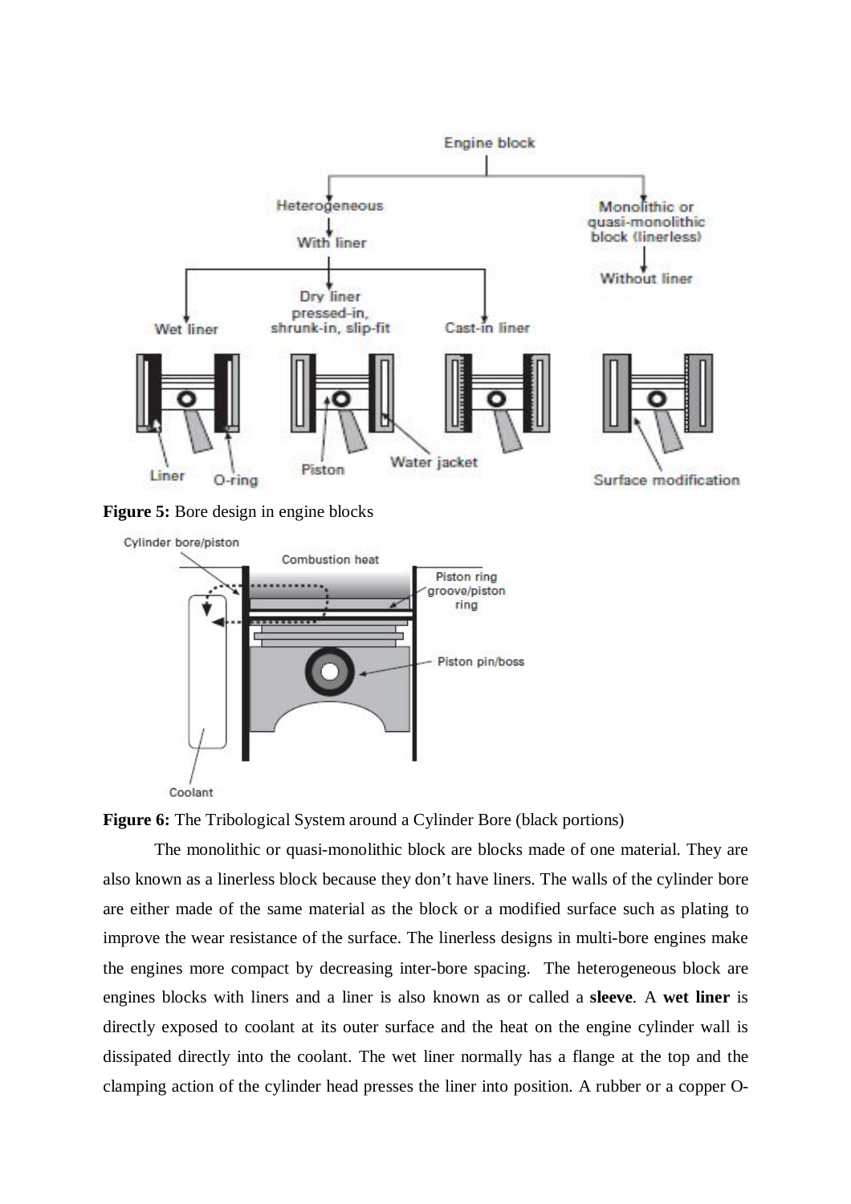**Figure 5:** Bore design in engine blocks

**Figure 6:** The Tribological System around a Cylinder Bore (black portions)

The monolithic or quasi-monolithic block are blocks made of one material. They are also known as a linerless block because they don't have liners. The walls of the cylinder bore are either made of the same material as the block or a modified surface such as plating to improve the wear resistance of the surface. The linerless designs in multi-bore engines make the engines more compact by decreasing inter-bore spacing. The heterogeneous block are engines blocks with liners and a liner is also known as or called a **sleeve**. A **wet liner** is directly exposed to coolant at its outer surface and the heat on the engine cylinder wall is dissipated directly into the coolant. The wet liner normally has a flange at the top and the clamping action of the cylinder head presses the liner into position. A rubber or a copper O-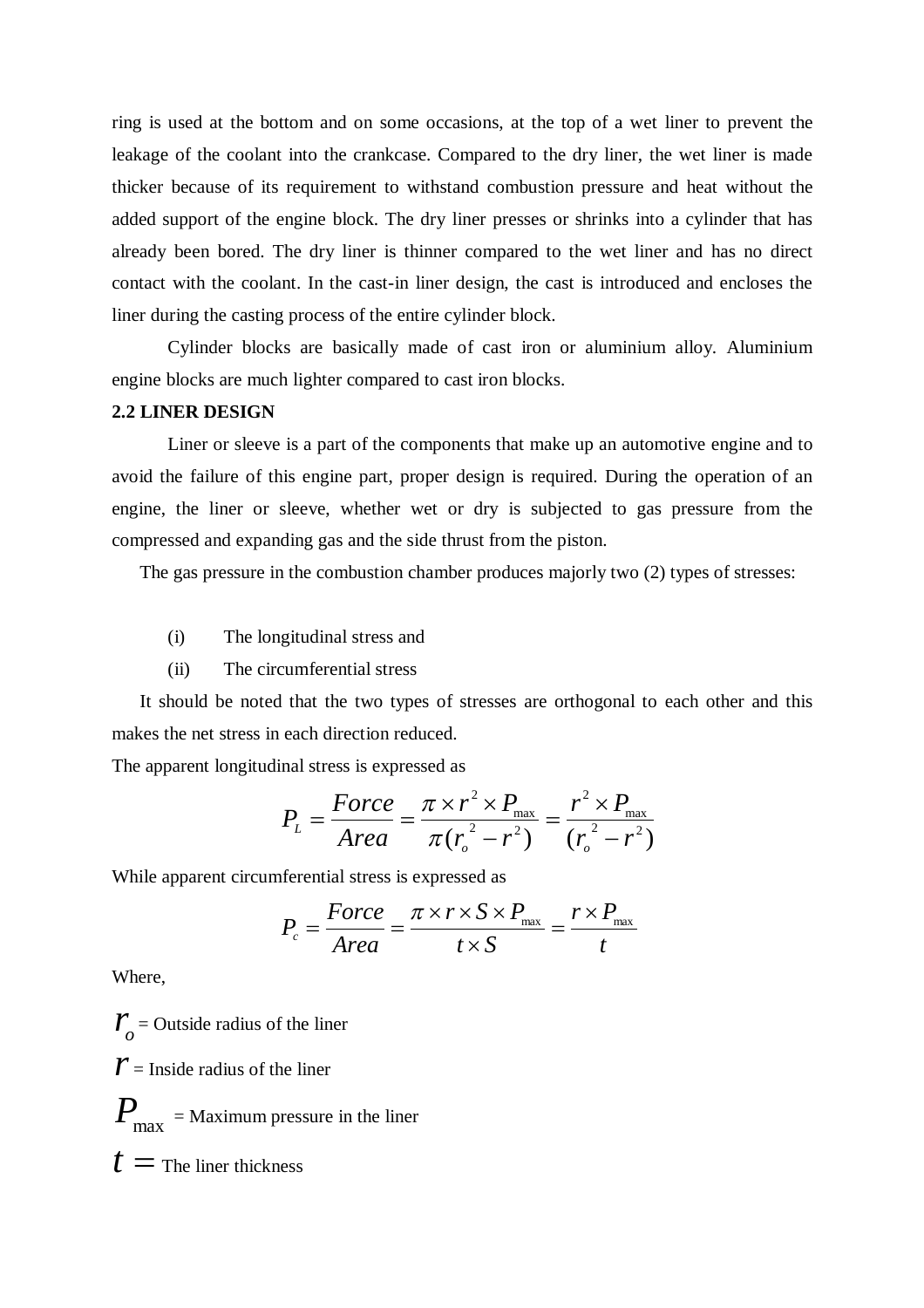ring is used at the bottom and on some occasions, at the top of a wet liner to prevent the leakage of the coolant into the crankcase. Compared to the dry liner, the wet liner is made thicker because of its requirement to withstand combustion pressure and heat without the added support of the engine block. The dry liner presses or shrinks into a cylinder that has already been bored. The dry liner is thinner compared to the wet liner and has no direct contact with the coolant. In the cast-in liner design, the cast is introduced and encloses the liner during the casting process of the entire cylinder block.

Cylinder blocks are basically made of cast iron or aluminium alloy. Aluminium engine blocks are much lighter compared to cast iron blocks.

**2.2 LINER DESIGN**

Liner or sleeve is a part of the components that make up an automotive engine and to avoid the failure of this engine part, proper design is required. During the operation of an engine, the liner or sleeve, whether wet or dry is subjected to gas pressure from the compressed and expanding gas and the side thrust from the piston.

The gas pressure in the combustion chamber produces majorly two (2) types of stresses:

(i) The longitudinal stress and

(ii) The circumferential stress

It should be noted that the two types of stresses are orthogonal to each other and this makes the net stress in each direction reduced.

The apparent longitudinal stress is expressed as

$$P_L = \frac{Force}{Area} = \frac{\pi \times r^2 \times P_{max}}{\pi(r_o^2 - r^2)} = \frac{r^2 \times P_{max}}{(r_o^2 - r^2)}$$

While apparent circumferential stress is expressed as

$$P_c = \frac{Force}{Area} = \frac{\pi \times r \times S \times P_{max}}{t \times S} = \frac{r \times P_{max}}{t}$$

Where,

$r_o$ = Outside radius of the liner

$r$ = Inside radius of the liner

$P_{max}$ = Maximum pressure in the liner

$t$ = The liner thickness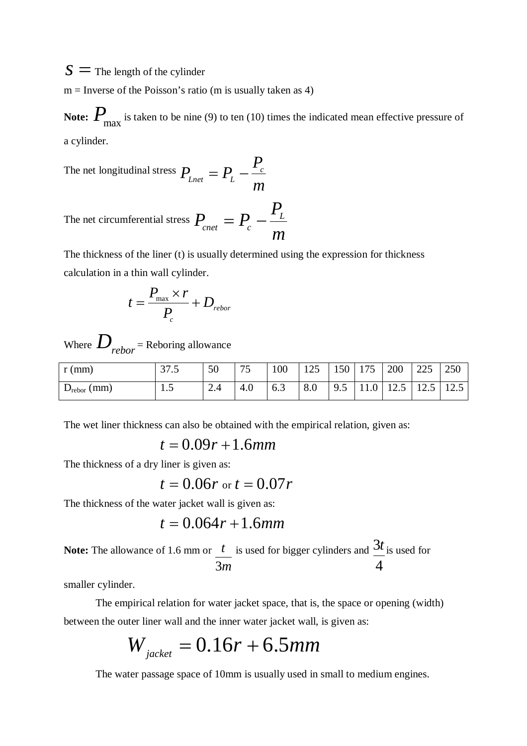$S =$ The length of the cylinder

m = Inverse of the Poisson's ratio (m is usually taken as 4)

**Note:** $P_{\max}$ is taken to be nine (9) to ten (10) times the indicated mean effective pressure of a cylinder.

The net longitudinal stress $P_{Lnet} = P_L - \frac{P_c}{m}$

The net circumferential stress $P_{cnet} = P_c - \frac{P_L}{m}$

The thickness of the liner (t) is usually determined using the expression for thickness calculation in a thin wall cylinder.

$$t = \frac{P_{\max} \times r}{P_c} + D_{rebor}$$

Where $D_{rebor}$ = Reboring allowance

| r (mm) | 37.5 | 50 | 75 | 100 | 125 | 150 | 175 | 200 | 225 | 250 |
|---|---|---|---|---|---|---|---|---|---|---|
| $D_{rebor}$ (mm) | 1.5 | 2.4 | 4.0 | 6.3 | 8.0 | 9.5 | 11.0 | 12.5 | 12.5 | 12.5 |

The wet liner thickness can also be obtained with the empirical relation, given as:

$$t = 0.09r + 1.6mm$$

The thickness of a dry liner is given as:

$$t = 0.06r \text{ or } t = 0.07r$$

The thickness of the water jacket wall is given as:

$$t = 0.064r + 1.6mm$$

**Note:** The allowance of 1.6 mm or $\frac{t}{3m}$ is used for bigger cylinders and $\frac{3t}{4}$ is used for smaller cylinder.

The empirical relation for water jacket space, that is, the space or opening (width) between the outer liner wall and the inner water jacket wall, is given as:

$$W_{jacket} = 0.16r + 6.5mm$$

The water passage space of 10mm is usually used in small to medium engines.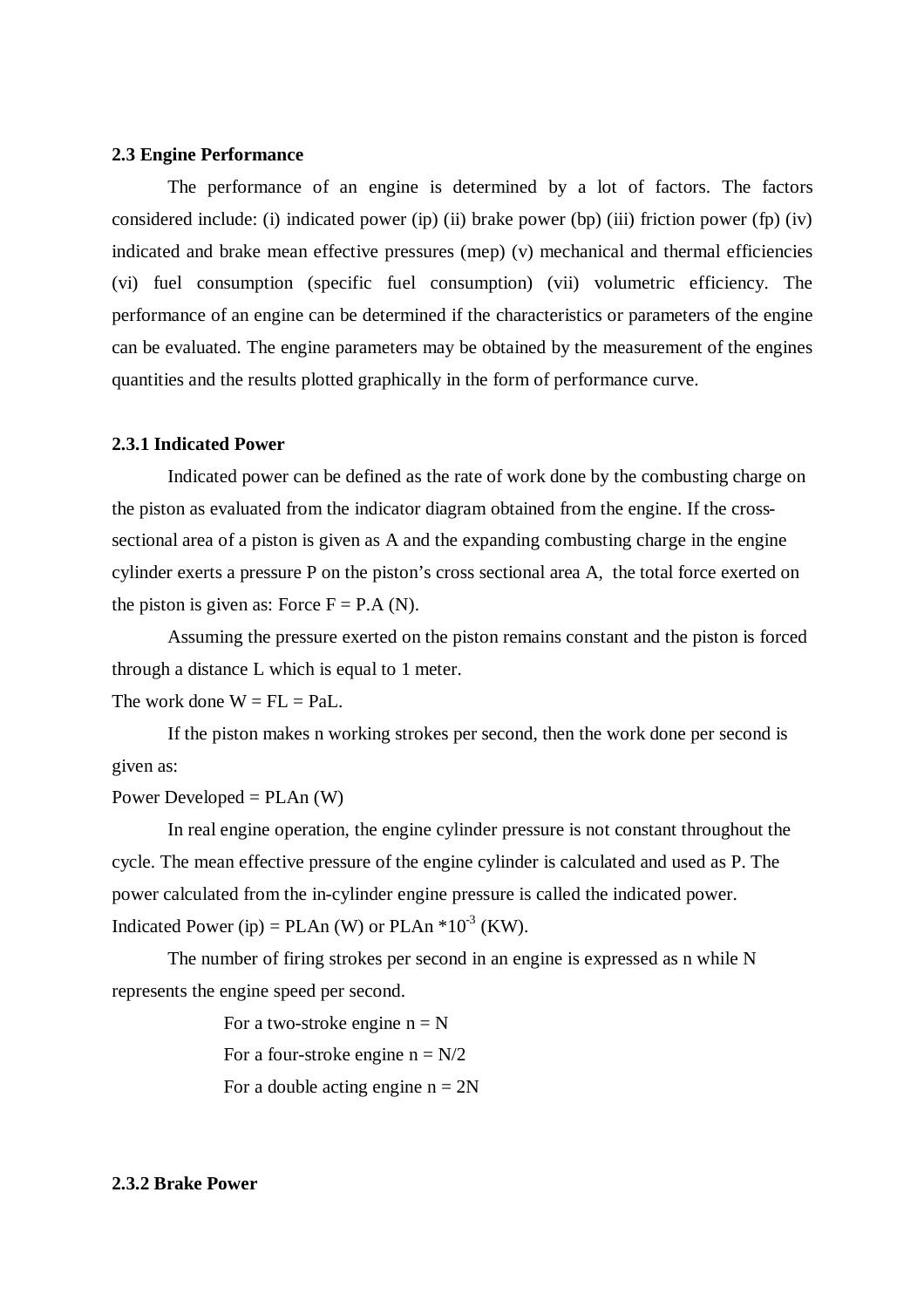### 2.3 Engine Performance

The performance of an engine is determined by a lot of factors. The factors considered include: (i) indicated power (ip) (ii) brake power (bp) (iii) friction power (fp) (iv) indicated and brake mean effective pressures (mep) (v) mechanical and thermal efficiencies (vi) fuel consumption (specific fuel consumption) (vii) volumetric efficiency. The performance of an engine can be determined if the characteristics or parameters of the engine can be evaluated. The engine parameters may be obtained by the measurement of the engines quantities and the results plotted graphically in the form of performance curve.

#### 2.3.1 Indicated Power

Indicated power can be defined as the rate of work done by the combusting charge on the piston as evaluated from the indicator diagram obtained from the engine. If the cross-sectional area of a piston is given as A and the expanding combusting charge in the engine cylinder exerts a pressure P on the piston's cross sectional area A, the total force exerted on the piston is given as: Force $F = P.A$ (N).

Assuming the pressure exerted on the piston remains constant and the piston is forced through a distance L which is equal to 1 meter.

The work done $W = FL = PaL$.

If the piston makes n working strokes per second, then the work done per second is given as:

Power Developed = PLAn (W)

In real engine operation, the engine cylinder pressure is not constant throughout the cycle. The mean effective pressure of the engine cylinder is calculated and used as P. The power calculated from the in-cylinder engine pressure is called the indicated power.

Indicated Power (ip) = PLAn (W) or PLAn $*10^{-3}$ (KW).

The number of firing strokes per second in an engine is expressed as n while N represents the engine speed per second.

For a two-stroke engine $n = N$

For a four-stroke engine $n = N/2$

For a double acting engine $n = 2N$

#### 2.3.2 Brake Power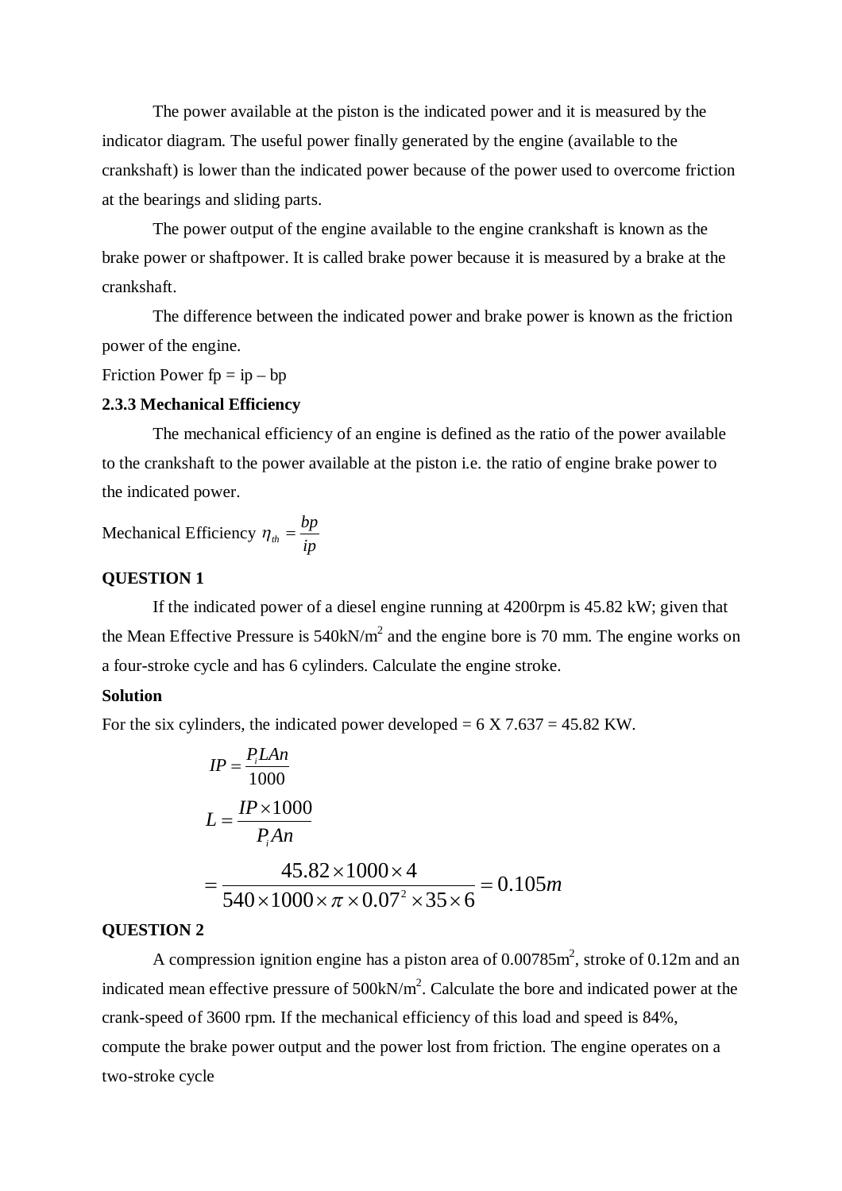The power available at the piston is the indicated power and it is measured by the indicator diagram. The useful power finally generated by the engine (available to the crankshaft) is lower than the indicated power because of the power used to overcome friction at the bearings and sliding parts.

The power output of the engine available to the engine crankshaft is known as the brake power or shaftpower. It is called brake power because it is measured by a brake at the crankshaft.

The difference between the indicated power and brake power is known as the friction power of the engine.

Friction Power fp = ip – bp

**2.3.3 Mechanical Efficiency**

The mechanical efficiency of an engine is defined as the ratio of the power available to the crankshaft to the power available at the piston i.e. the ratio of engine brake power to the indicated power.

Mechanical Efficiency $\eta_{th} = \dfrac{bp}{ip}$

**QUESTION 1**

If the indicated power of a diesel engine running at 4200rpm is 45.82 kW; given that the Mean Effective Pressure is 540kN/m$^2$ and the engine bore is 70 mm. The engine works on a four-stroke cycle and has 6 cylinders. Calculate the engine stroke.

**Solution**

For the six cylinders, the indicated power developed = 6 X 7.637 = 45.82 KW.

$$IP = \frac{P_i LAn}{1000}$$

$$L = \frac{IP \times 1000}{P_i An}$$

$$= \frac{45.82 \times 1000 \times 4}{540 \times 1000 \times \pi \times 0.07^2 \times 35 \times 6} = 0.105m$$

**QUESTION 2**

A compression ignition engine has a piston area of 0.00785m$^2$, stroke of 0.12m and an indicated mean effective pressure of 500kN/m$^2$. Calculate the bore and indicated power at the crank-speed of 3600 rpm. If the mechanical efficiency of this load and speed is 84%, compute the brake power output and the power lost from friction. The engine operates on a two-stroke cycle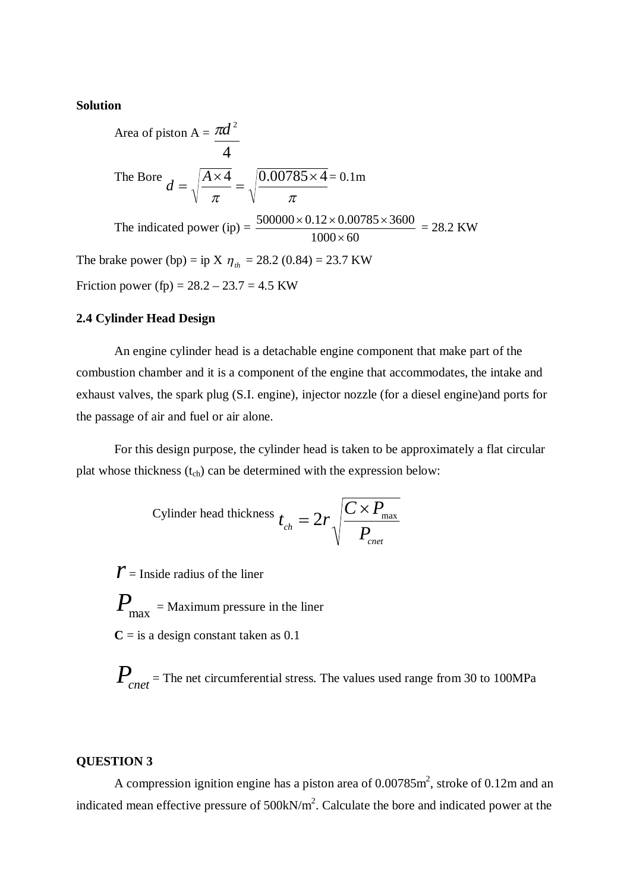**Solution**

Area of piston A = $\dfrac{\pi d^2}{4}$

The Bore $d = \sqrt{\dfrac{A \times 4}{\pi}} = \sqrt{\dfrac{0.00785 \times 4}{\pi}}$ = 0.1m

The indicated power (ip) = $\dfrac{500000 \times 0.12 \times 0.00785 \times 3600}{1000 \times 60}$ = 28.2 KW

The brake power (bp) = ip X $\eta_{th}$ = 28.2 (0.84) = 23.7 KW

Friction power (fp) = 28.2 – 23.7 = 4.5 KW

### 2.4 Cylinder Head Design

An engine cylinder head is a detachable engine component that make part of the combustion chamber and it is a component of the engine that accommodates, the intake and exhaust valves, the spark plug (S.I. engine), injector nozzle (for a diesel engine)and ports for the passage of air and fuel or air alone.

For this design purpose, the cylinder head is taken to be approximately a flat circular plat whose thickness ($t_{ch}$) can be determined with the expression below:

Cylinder head thickness $t_{ch} = 2r\sqrt{\dfrac{C \times P_{max}}{P_{cnet}}}$

$r$ = Inside radius of the liner

$P_{max}$ = Maximum pressure in the liner

**C** = is a design constant taken as 0.1

$P_{cnet}$ = The net circumferential stress. The values used range from 30 to 100MPa

**QUESTION 3**

A compression ignition engine has a piston area of 0.00785m$^2$, stroke of 0.12m and an indicated mean effective pressure of 500kN/m$^2$. Calculate the bore and indicated power at the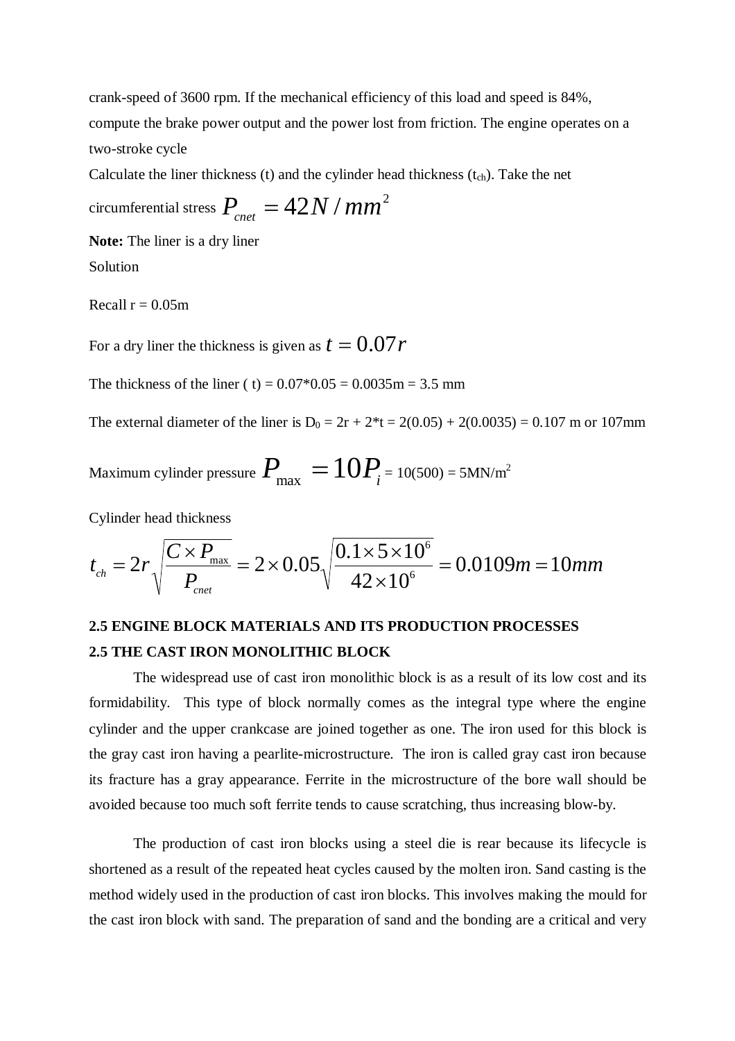crank-speed of 3600 rpm. If the mechanical efficiency of this load and speed is 84%, compute the brake power output and the power lost from friction. The engine operates on a two-stroke cycle

Calculate the liner thickness (t) and the cylinder head thickness ($t_{ch}$). Take the net circumferential stress $P_{cnet} = 42 N/mm^2$

**Note:** The liner is a dry liner

Solution

Recall r = 0.05m

For a dry liner the thickness is given as $t = 0.07r$

The thickness of the liner ( t) = 0.07*0.05 = 0.0035m = 3.5 mm

The external diameter of the liner is $D_0$ = 2r + 2*t = 2(0.05) + 2(0.0035) = 0.107 m or 107mm

Maximum cylinder pressure $P_{max} = 10P_i$ = 10(500) = 5MN/m$^2$

Cylinder head thickness

$$t_{ch} = 2r\sqrt{\frac{C \times P_{max}}{P_{cnet}}} = 2 \times 0.05\sqrt{\frac{0.1 \times 5 \times 10^6}{42 \times 10^6}} = 0.0109m = 10mm$$

**2.5 ENGINE BLOCK MATERIALS AND ITS PRODUCTION PROCESSES**

**2.5 THE CAST IRON MONOLITHIC BLOCK**

The widespread use of cast iron monolithic block is as a result of its low cost and its formidability. This type of block normally comes as the integral type where the engine cylinder and the upper crankcase are joined together as one. The iron used for this block is the gray cast iron having a pearlite-microstructure. The iron is called gray cast iron because its fracture has a gray appearance. Ferrite in the microstructure of the bore wall should be avoided because too much soft ferrite tends to cause scratching, thus increasing blow-by.

The production of cast iron blocks using a steel die is rear because its lifecycle is shortened as a result of the repeated heat cycles caused by the molten iron. Sand casting is the method widely used in the production of cast iron blocks. This involves making the mould for the cast iron block with sand. The preparation of sand and the bonding are a critical and very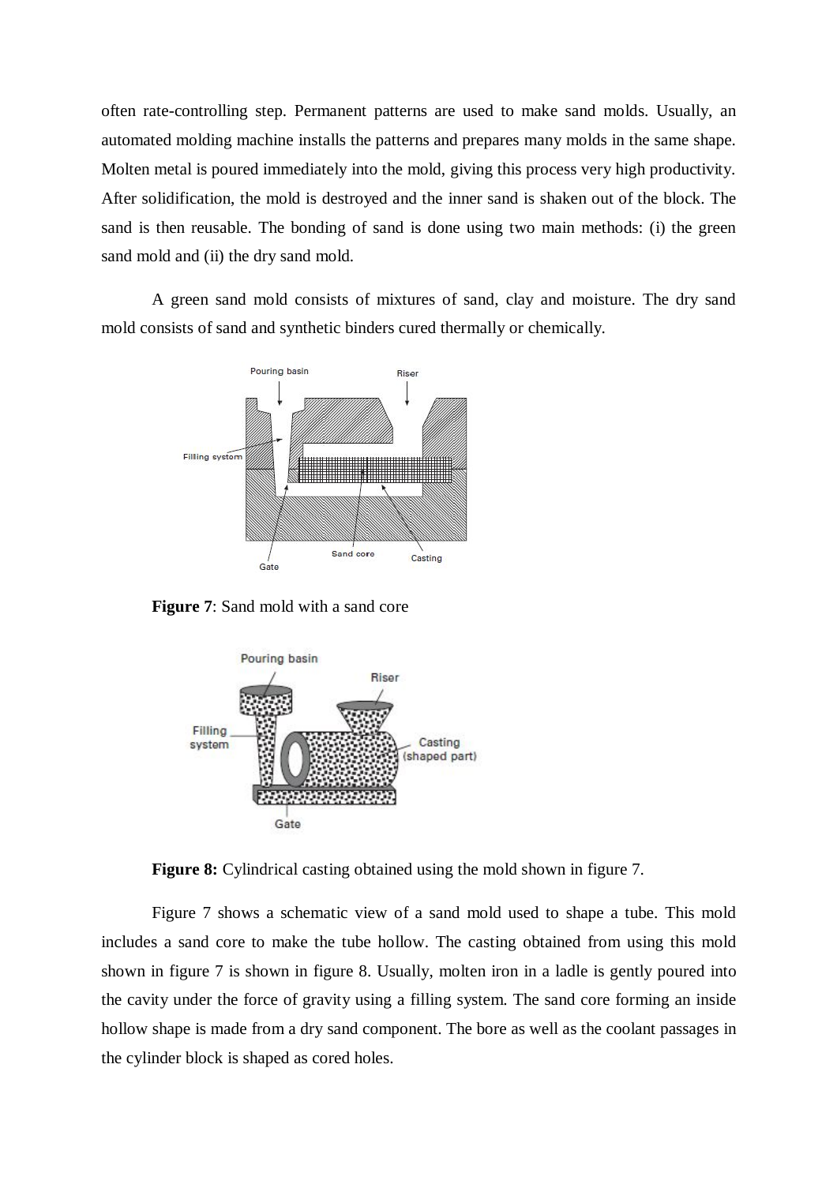often rate-controlling step. Permanent patterns are used to make sand molds. Usually, an automated molding machine installs the patterns and prepares many molds in the same shape. Molten metal is poured immediately into the mold, giving this process very high productivity. After solidification, the mold is destroyed and the inner sand is shaken out of the block. The sand is then reusable. The bonding of sand is done using two main methods: (i) the green sand mold and (ii) the dry sand mold.

A green sand mold consists of mixtures of sand, clay and moisture. The dry sand mold consists of sand and synthetic binders cured thermally or chemically.

**Figure 7**: Sand mold with a sand core

**Figure 8:** Cylindrical casting obtained using the mold shown in figure 7.

Figure 7 shows a schematic view of a sand mold used to shape a tube. This mold includes a sand core to make the tube hollow. The casting obtained from using this mold shown in figure 7 is shown in figure 8. Usually, molten iron in a ladle is gently poured into the cavity under the force of gravity using a filling system. The sand core forming an inside hollow shape is made from a dry sand component. The bore as well as the coolant passages in the cylinder block is shaped as cored holes.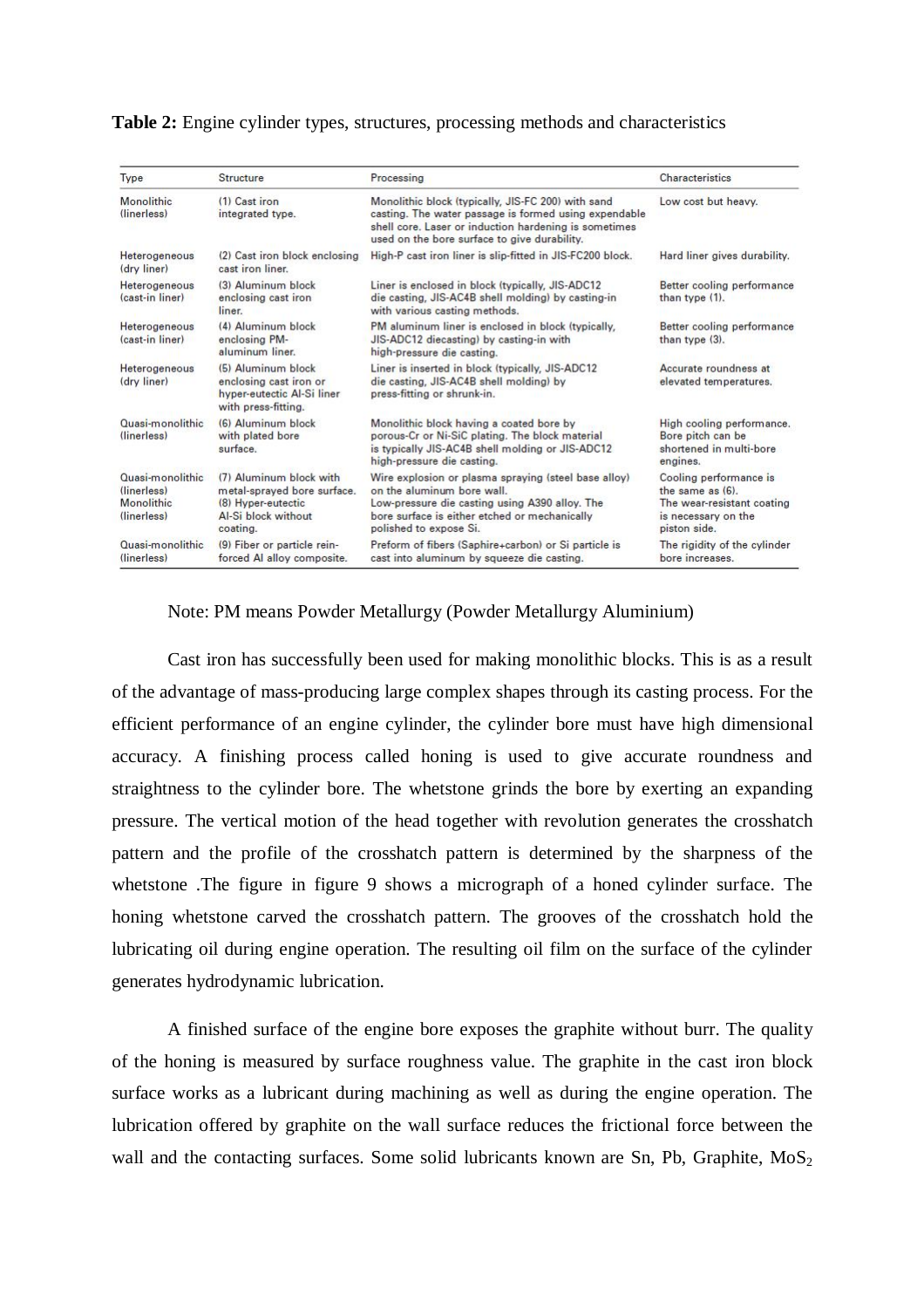**Table 2:** Engine cylinder types, structures, processing methods and characteristics

| Type | Structure | Processing | Characteristics |
|---|---|---|---|
| Monolithic (linerless) | (1) Cast iron integrated type. | Monolithic block (typically, JIS-FC 200) with sand casting. The water passage is formed using expendable shell core. Laser or induction hardening is sometimes used on the bore surface to give durability. | Low cost but heavy. |
| Heterogeneous (dry liner) | (2) Cast iron block enclosing cast iron liner. | High-P cast iron liner is slip-fitted in JIS-FC200 block. | Hard liner gives durability. |
| Heterogeneous (cast-in liner) | (3) Aluminum block enclosing cast iron liner. | Liner is enclosed in block (typically, JIS-ADC12 die casting, JIS-AC4B shell molding) by casting-in with various casting methods. | Better cooling performance than type (1). |
| Heterogeneous (cast-in liner) | (4) Aluminum block enclosing PM-aluminum liner. | PM aluminum liner is enclosed in block (typically, JIS-ADC12 diecasting) by casting-in with high-pressure die casting. | Better cooling performance than type (3). |
| Heterogeneous (dry liner) | (5) Aluminum block enclosing cast iron or hyper-eutectic Al-Si liner with press-fitting. | Liner is inserted in block (typically, JIS-ADC12 die casting, JIS-AC4B shell molding) by press-fitting or shrunk-in. | Accurate roundness at elevated temperatures. |
| Quasi-monolithic (linerless) | (6) Aluminum block with plated bore surface. | Monolithic block having a coated bore by porous-Cr or Ni-SiC plating. The block material is typically JIS-AC4B shell molding or JIS-ADC12 high-pressure die casting. | High cooling performance. Bore pitch can be shortened in multi-bore engines. |
| Quasi-monolithic (linerless) | (7) Aluminum block with metal-sprayed bore surface. | Wire explosion or plasma spraying (steel base alloy) on the aluminum bore wall. | Cooling performance is the same as (6). |
| Monolithic (linerless) | (8) Hyper-eutectic Al-Si block without coating. | Low-pressure die casting using A390 alloy. The bore surface is either etched or mechanically polished to expose Si. | The wear-resistant coating is necessary on the piston side. |
| Quasi-monolithic (linerless) | (9) Fiber or particle reinforced Al alloy composite. | Preform of fibers (Saphire+carbon) or Si particle is cast into aluminum by squeeze die casting. | The rigidity of the cylinder bore increases. |

Note: PM means Powder Metallurgy (Powder Metallurgy Aluminium)

Cast iron has successfully been used for making monolithic blocks. This is as a result of the advantage of mass-producing large complex shapes through its casting process. For the efficient performance of an engine cylinder, the cylinder bore must have high dimensional accuracy. A finishing process called honing is used to give accurate roundness and straightness to the cylinder bore. The whetstone grinds the bore by exerting an expanding pressure. The vertical motion of the head together with revolution generates the crosshatch pattern and the profile of the crosshatch pattern is determined by the sharpness of the whetstone .The figure in figure 9 shows a micrograph of a honed cylinder surface. The honing whetstone carved the crosshatch pattern. The grooves of the crosshatch hold the lubricating oil during engine operation. The resulting oil film on the surface of the cylinder generates hydrodynamic lubrication.

A finished surface of the engine bore exposes the graphite without burr. The quality of the honing is measured by surface roughness value. The graphite in the cast iron block surface works as a lubricant during machining as well as during the engine operation. The lubrication offered by graphite on the wall surface reduces the frictional force between the wall and the contacting surfaces. Some solid lubricants known are Sn, Pb, Graphite, $MoS_2$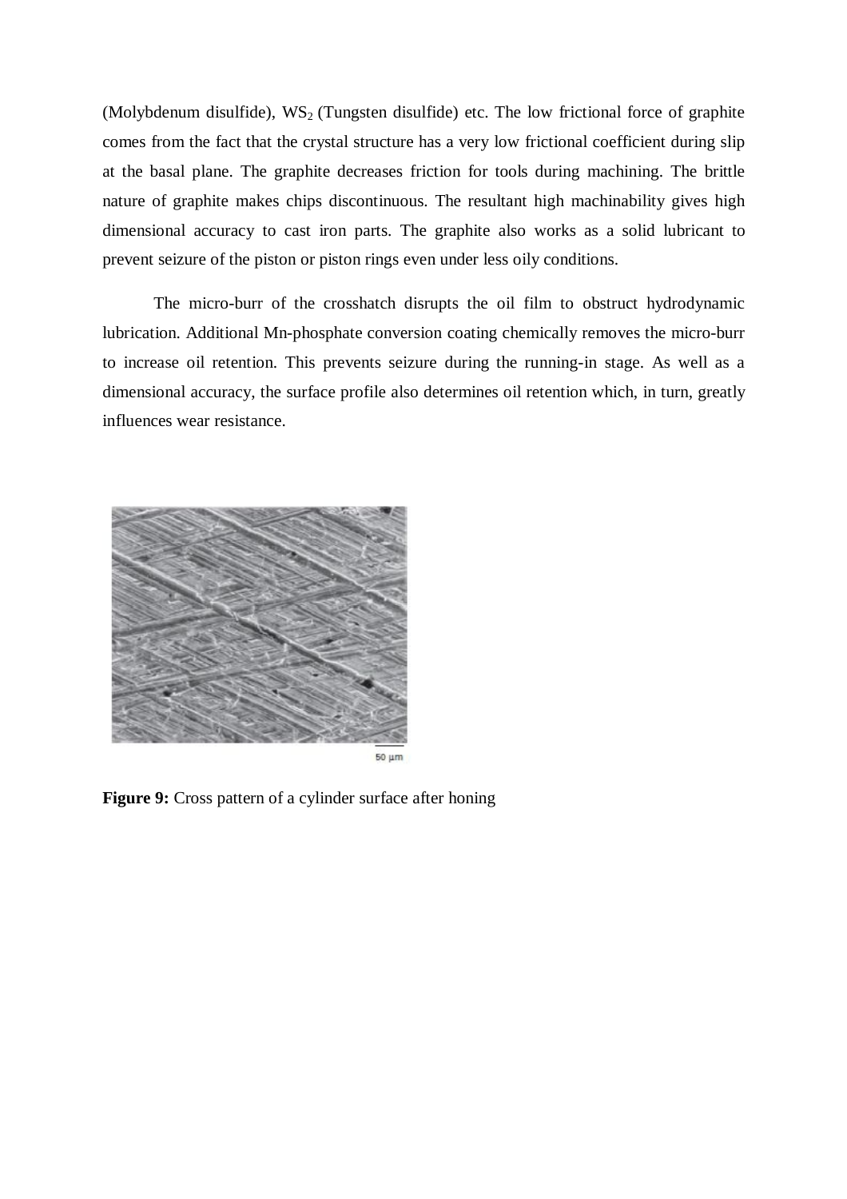(Molybdenum disulfide), $WS_2$ (Tungsten disulfide) etc. The low frictional force of graphite comes from the fact that the crystal structure has a very low frictional coefficient during slip at the basal plane. The graphite decreases friction for tools during machining. The brittle nature of graphite makes chips discontinuous. The resultant high machinability gives high dimensional accuracy to cast iron parts. The graphite also works as a solid lubricant to prevent seizure of the piston or piston rings even under less oily conditions.

The micro-burr of the crosshatch disrupts the oil film to obstruct hydrodynamic lubrication. Additional Mn-phosphate conversion coating chemically removes the micro-burr to increase oil retention. This prevents seizure during the running-in stage. As well as a dimensional accuracy, the surface profile also determines oil retention which, in turn, greatly influences wear resistance.

50 µm

**Figure 9:** Cross pattern of a cylinder surface after honing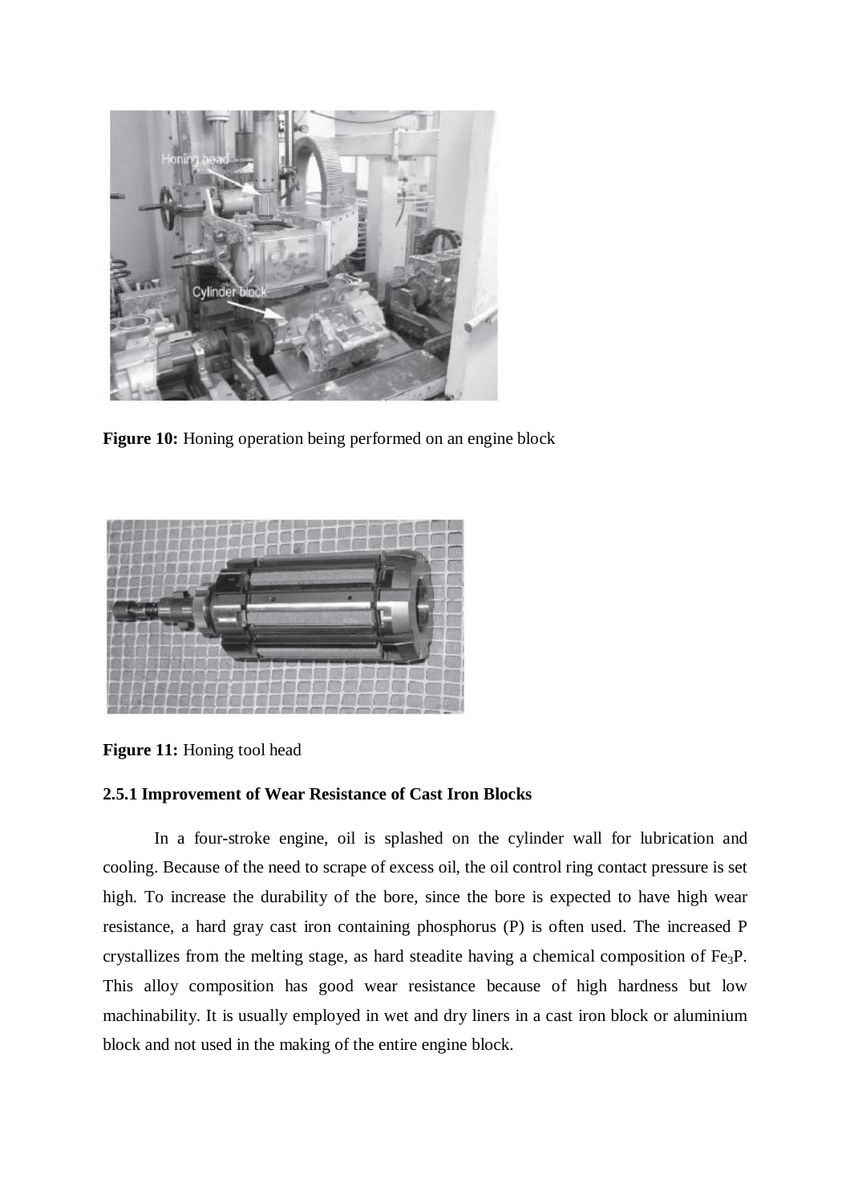Figure 10: Honing operation being performed on an engine block

Figure 11: Honing tool head

### 2.5.1 Improvement of Wear Resistance of Cast Iron Blocks

In a four-stroke engine, oil is splashed on the cylinder wall for lubrication and cooling. Because of the need to scrape of excess oil, the oil control ring contact pressure is set high. To increase the durability of the bore, since the bore is expected to have high wear resistance, a hard gray cast iron containing phosphorus (P) is often used. The increased P crystallizes from the melting stage, as hard steadite having a chemical composition of $Fe_3P$. This alloy composition has good wear resistance because of high hardness but low machinability. It is usually employed in wet and dry liners in a cast iron block or aluminium block and not used in the making of the entire engine block.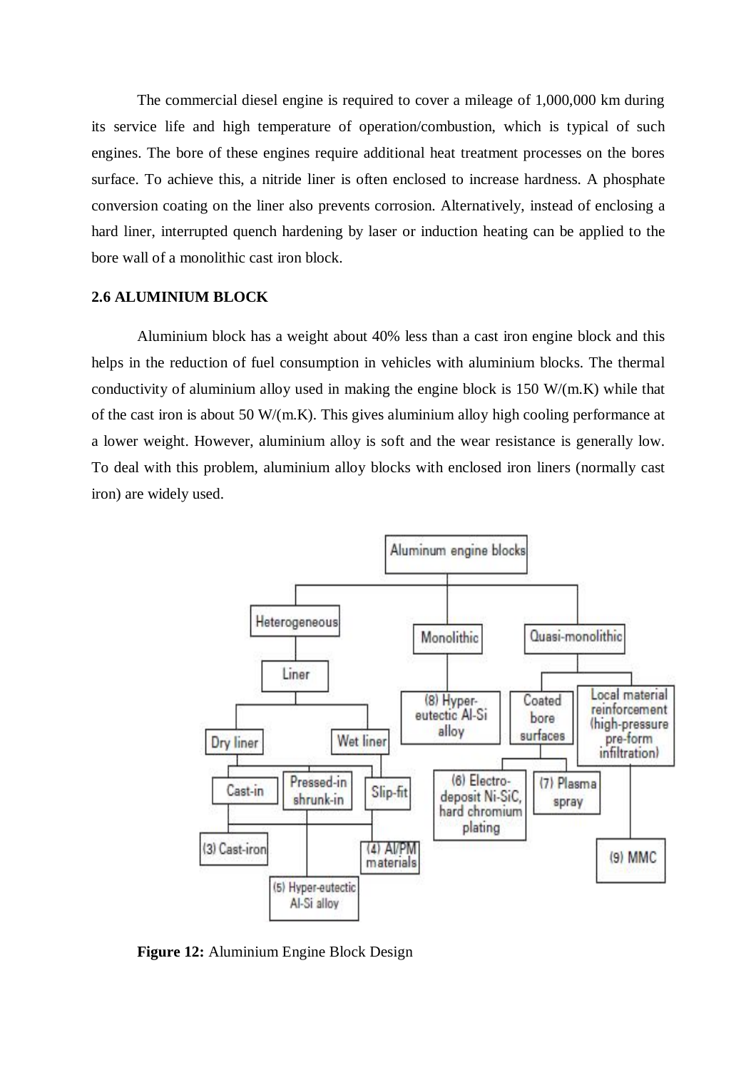The commercial diesel engine is required to cover a mileage of 1,000,000 km during its service life and high temperature of operation/combustion, which is typical of such engines. The bore of these engines require additional heat treatment processes on the bores surface. To achieve this, a nitride liner is often enclosed to increase hardness. A phosphate conversion coating on the liner also prevents corrosion. Alternatively, instead of enclosing a hard liner, interrupted quench hardening by laser or induction heating can be applied to the bore wall of a monolithic cast iron block.

## 2.6 ALUMINIUM BLOCK

Aluminium block has a weight about 40% less than a cast iron engine block and this helps in the reduction of fuel consumption in vehicles with aluminium blocks. The thermal conductivity of aluminium alloy used in making the engine block is 150 W/(m.K) while that of the cast iron is about 50 W/(m.K). This gives aluminium alloy high cooling performance at a lower weight. However, aluminium alloy is soft and the wear resistance is generally low. To deal with this problem, aluminium alloy blocks with enclosed iron liners (normally cast iron) are widely used.

**Figure 12:** Aluminium Engine Block Design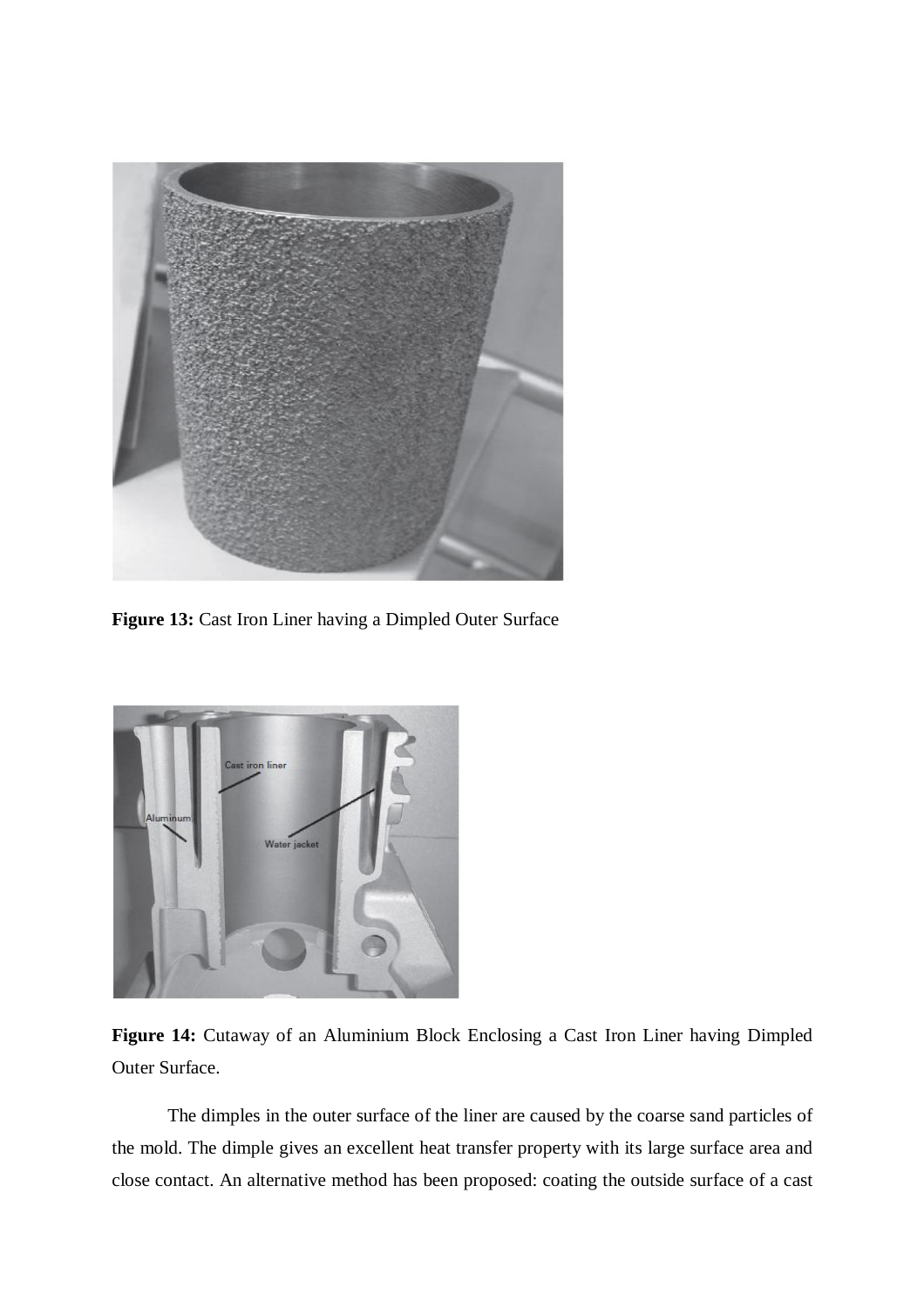**Figure 13:** Cast Iron Liner having a Dimpled Outer Surface

**Figure 14:** Cutaway of an Aluminium Block Enclosing a Cast Iron Liner having Dimpled Outer Surface.

The dimples in the outer surface of the liner are caused by the coarse sand particles of the mold. The dimple gives an excellent heat transfer property with its large surface area and close contact. An alternative method has been proposed: coating the outside surface of a cast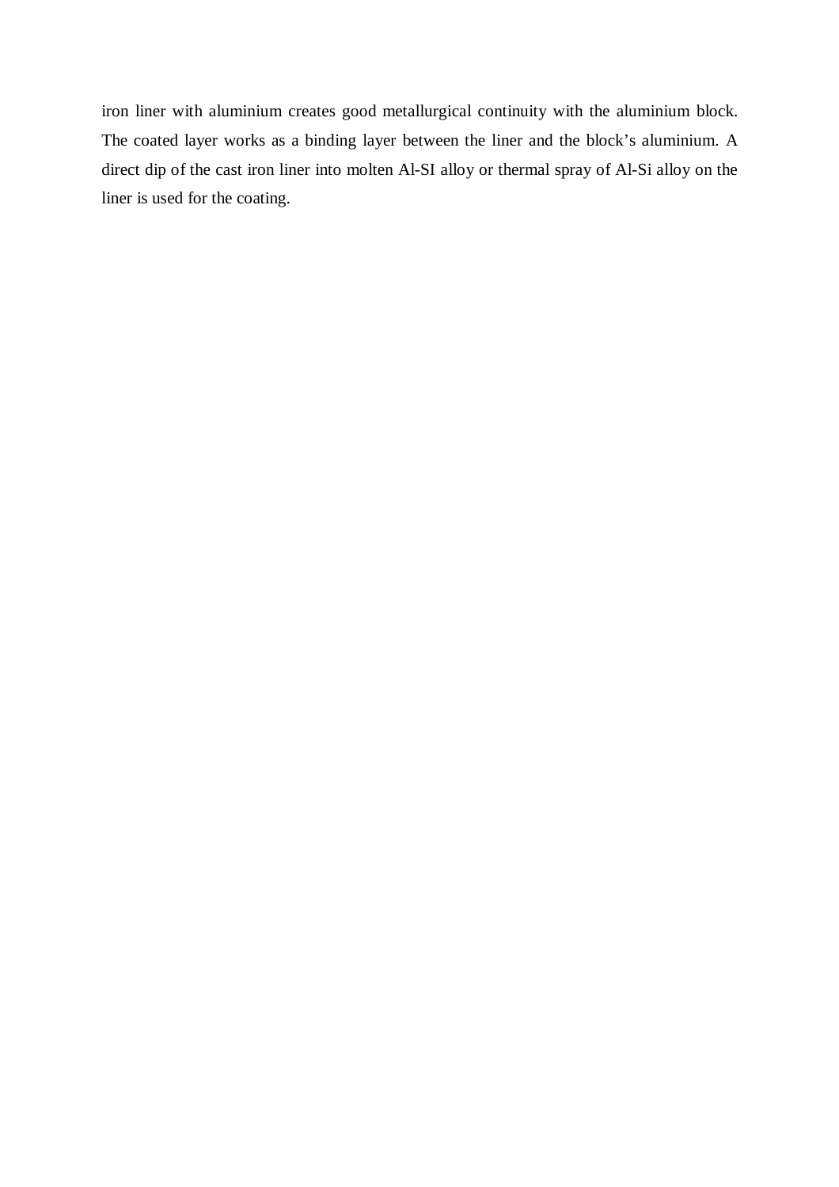iron liner with aluminium creates good metallurgical continuity with the aluminium block. The coated layer works as a binding layer between the liner and the block's aluminium. A direct dip of the cast iron liner into molten Al-SI alloy or thermal spray of Al-Si alloy on the liner is used for the coating.